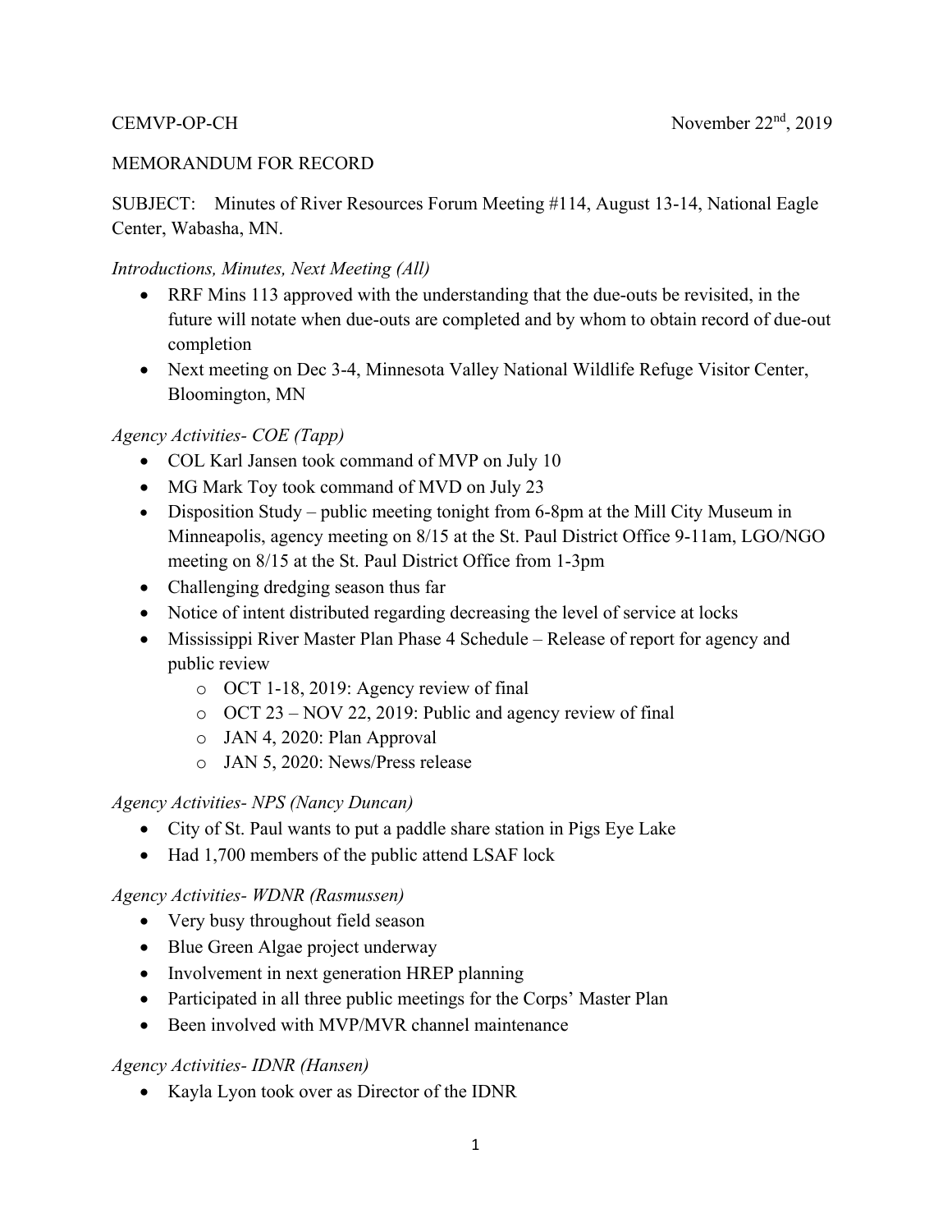CEMVP-OP-CH November 22nd, 2019

MEMORANDUM FOR RECORD

SUBJECT: Minutes of River Resources Forum Meeting #114, August 13-14, National Eagle Center, Wabasha, MN.

*Introductions, Minutes, Next Meeting (All)*

- RRF Mins 113 approved with the understanding that the due-outs be revisited, in the future will notate when due-outs are completed and by whom to obtain record of due-out completion
- Next meeting on Dec 3-4, Minnesota Valley National Wildlife Refuge Visitor Center, Bloomington, MN

*Agency Activities- COE (Tapp)*

- COL Karl Jansen took command of MVP on July 10
- MG Mark Toy took command of MVD on July 23
- Disposition Study – public meeting tonight from 6-8pm at the Mill City Museum in Minneapolis, agency meeting on 8/15 at the St. Paul District Office 9-11am, LGO/NGO meeting on 8/15 at the St. Paul District Office from 1-3pm
- Challenging dredging season thus far
- Notice of intent distributed regarding decreasing the level of service at locks
- Mississippi River Master Plan Phase 4 Schedule – Release of report for agency and public review
    - OCT 1-18, 2019: Agency review of final
    - OCT 23 – NOV 22, 2019: Public and agency review of final
    - JAN 4, 2020: Plan Approval
    - JAN 5, 2020: News/Press release

*Agency Activities- NPS (Nancy Duncan)*

- City of St. Paul wants to put a paddle share station in Pigs Eye Lake
- Had 1,700 members of the public attend LSAF lock

*Agency Activities- WDNR (Rasmussen)*

- Very busy throughout field season
- Blue Green Algae project underway
- Involvement in next generation HREP planning
- Participated in all three public meetings for the Corps' Master Plan
- Been involved with MVP/MVR channel maintenance

*Agency Activities- IDNR (Hansen)*

- Kayla Lyon took over as Director of the IDNR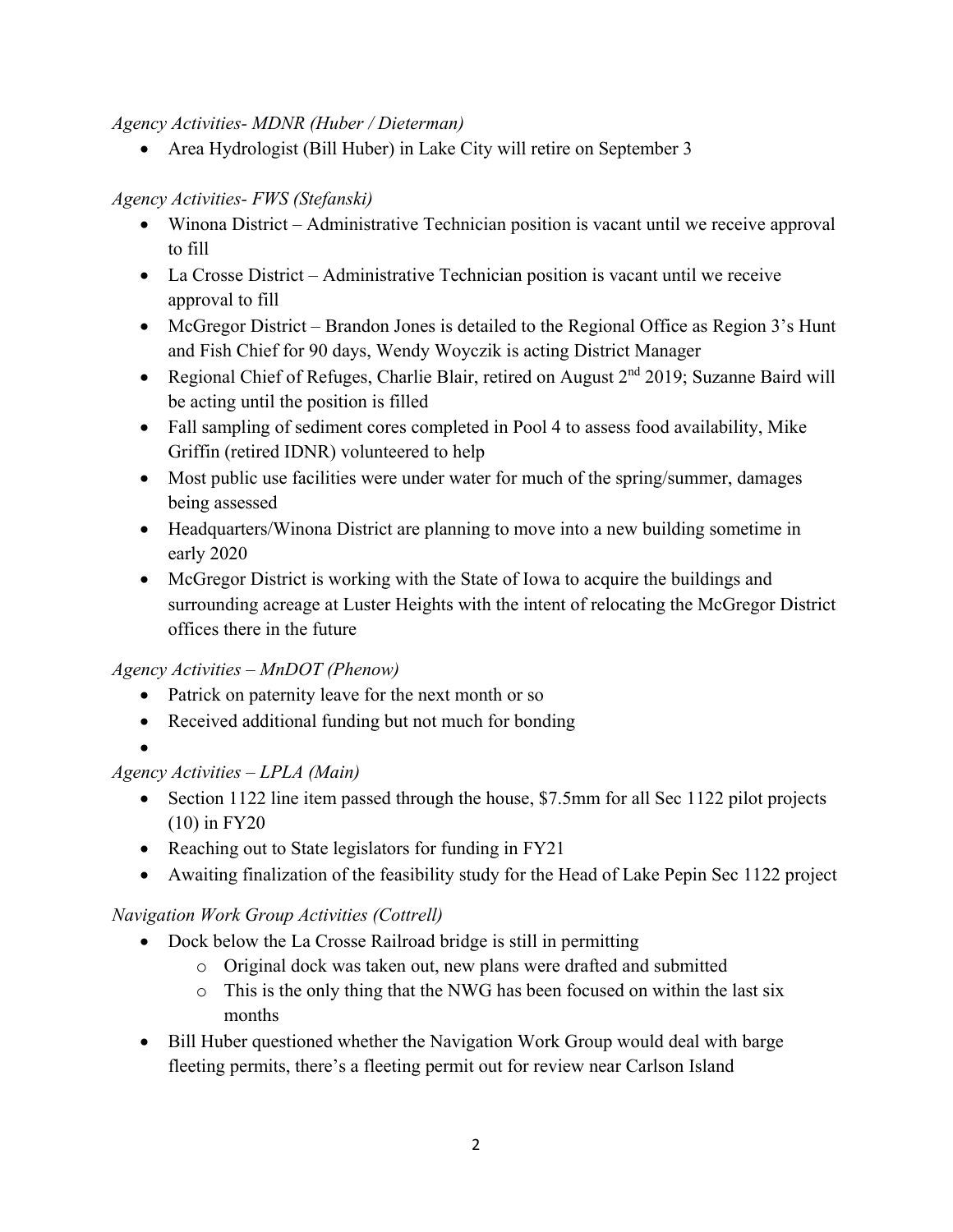*Agency Activities- MDNR (Huber / Dieterman)*

- Area Hydrologist (Bill Huber) in Lake City will retire on September 3

*Agency Activities- FWS (Stefanski)*

- Winona District – Administrative Technician position is vacant until we receive approval to fill
- La Crosse District – Administrative Technician position is vacant until we receive approval to fill
- McGregor District – Brandon Jones is detailed to the Regional Office as Region 3's Hunt and Fish Chief for 90 days, Wendy Woyczik is acting District Manager
- Regional Chief of Refuges, Charlie Blair, retired on August 2nd 2019; Suzanne Baird will be acting until the position is filled
- Fall sampling of sediment cores completed in Pool 4 to assess food availability, Mike Griffin (retired IDNR) volunteered to help
- Most public use facilities were under water for much of the spring/summer, damages being assessed
- Headquarters/Winona District are planning to move into a new building sometime in early 2020
- McGregor District is working with the State of Iowa to acquire the buildings and surrounding acreage at Luster Heights with the intent of relocating the McGregor District offices there in the future

*Agency Activities – MnDOT (Phenow)*

- Patrick on paternity leave for the next month or so
- Received additional funding but not much for bonding
- 

*Agency Activities – LPLA (Main)*

- Section 1122 line item passed through the house, $7.5mm for all Sec 1122 pilot projects (10) in FY20
- Reaching out to State legislators for funding in FY21
- Awaiting finalization of the feasibility study for the Head of Lake Pepin Sec 1122 project

*Navigation Work Group Activities (Cottrell)*

- Dock below the La Crosse Railroad bridge is still in permitting
  - Original dock was taken out, new plans were drafted and submitted
  - This is the only thing that the NWG has been focused on within the last six months
- Bill Huber questioned whether the Navigation Work Group would deal with barge fleeting permits, there's a fleeting permit out for review near Carlson Island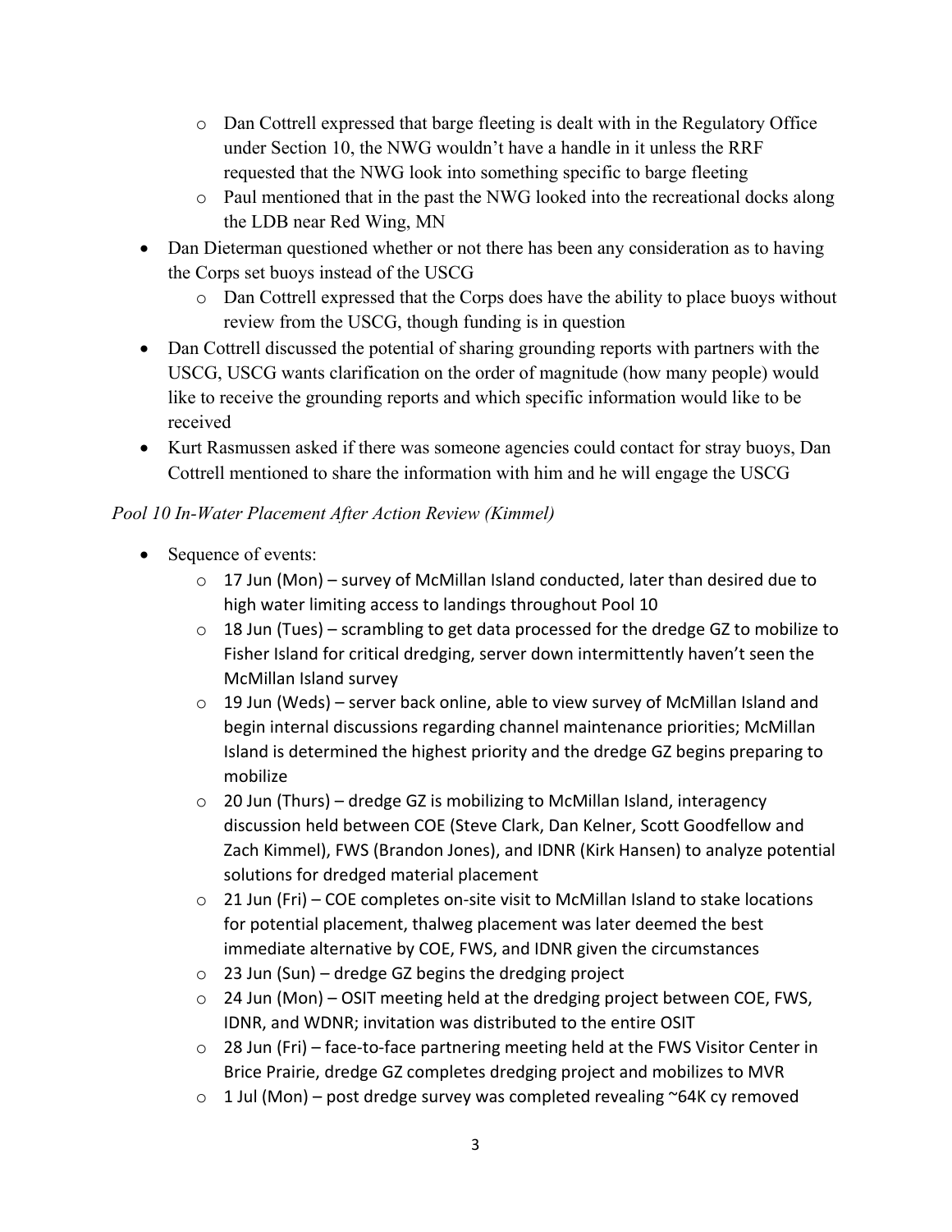- Dan Cottrell expressed that barge fleeting is dealt with in the Regulatory Office under Section 10, the NWG wouldn't have a handle in it unless the RRF requested that the NWG look into something specific to barge fleeting
  - Paul mentioned that in the past the NWG looked into the recreational docks along the LDB near Red Wing, MN
- Dan Dieterman questioned whether or not there has been any consideration as to having the Corps set buoys instead of the USCG
  - Dan Cottrell expressed that the Corps does have the ability to place buoys without review from the USCG, though funding is in question
- Dan Cottrell discussed the potential of sharing grounding reports with partners with the USCG, USCG wants clarification on the order of magnitude (how many people) would like to receive the grounding reports and which specific information would like to be received
- Kurt Rasmussen asked if there was someone agencies could contact for stray buoys, Dan Cottrell mentioned to share the information with him and he will engage the USCG

*Pool 10 In-Water Placement After Action Review (Kimmel)*

- Sequence of events:
  - 17 Jun (Mon) – survey of McMillan Island conducted, later than desired due to high water limiting access to landings throughout Pool 10
  - 18 Jun (Tues) – scrambling to get data processed for the dredge GZ to mobilize to Fisher Island for critical dredging, server down intermittently haven't seen the McMillan Island survey
  - 19 Jun (Weds) – server back online, able to view survey of McMillan Island and begin internal discussions regarding channel maintenance priorities; McMillan Island is determined the highest priority and the dredge GZ begins preparing to mobilize
  - 20 Jun (Thurs) – dredge GZ is mobilizing to McMillan Island, interagency discussion held between COE (Steve Clark, Dan Kelner, Scott Goodfellow and Zach Kimmel), FWS (Brandon Jones), and IDNR (Kirk Hansen) to analyze potential solutions for dredged material placement
  - 21 Jun (Fri) – COE completes on-site visit to McMillan Island to stake locations for potential placement, thalweg placement was later deemed the best immediate alternative by COE, FWS, and IDNR given the circumstances
  - 23 Jun (Sun) – dredge GZ begins the dredging project
  - 24 Jun (Mon) – OSIT meeting held at the dredging project between COE, FWS, IDNR, and WDNR; invitation was distributed to the entire OSIT
  - 28 Jun (Fri) – face-to-face partnering meeting held at the FWS Visitor Center in Brice Prairie, dredge GZ completes dredging project and mobilizes to MVR
  - 1 Jul (Mon) – post dredge survey was completed revealing ~64K cy removed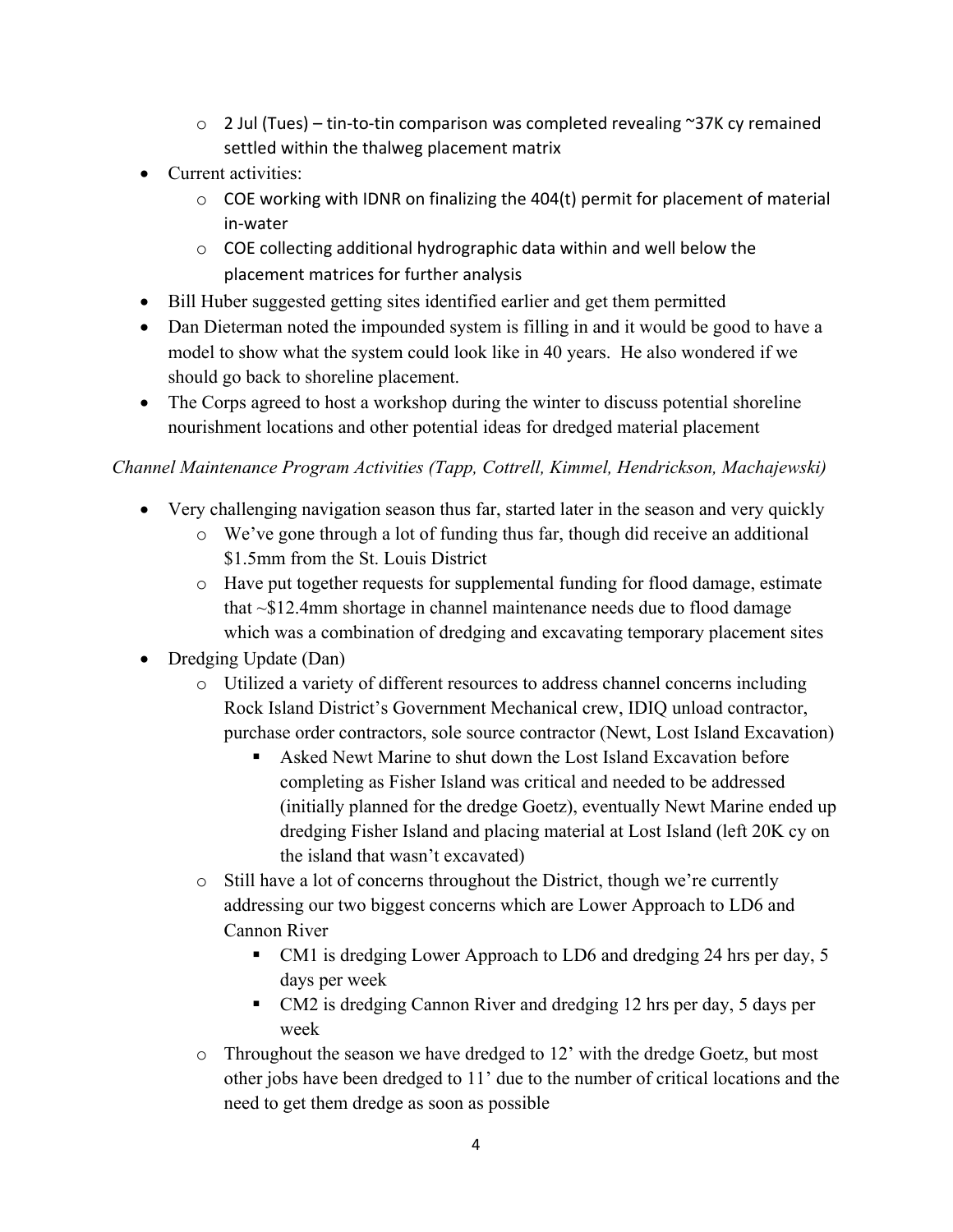- 2 Jul (Tues) – tin-to-tin comparison was completed revealing ~37K cy remained settled within the thalweg placement matrix
- Current activities:
    - COE working with IDNR on finalizing the 404(t) permit for placement of material in-water
    - COE collecting additional hydrographic data within and well below the placement matrices for further analysis
- Bill Huber suggested getting sites identified earlier and get them permitted
- Dan Dieterman noted the impounded system is filling in and it would be good to have a model to show what the system could look like in 40 years. He also wondered if we should go back to shoreline placement.
- The Corps agreed to host a workshop during the winter to discuss potential shoreline nourishment locations and other potential ideas for dredged material placement

*Channel Maintenance Program Activities (Tapp, Cottrell, Kimmel, Hendrickson, Machajewski)*

- Very challenging navigation season thus far, started later in the season and very quickly
    - We've gone through a lot of funding thus far, though did receive an additional $1.5mm from the St. Louis District
    - Have put together requests for supplemental funding for flood damage, estimate that ~$12.4mm shortage in channel maintenance needs due to flood damage which was a combination of dredging and excavating temporary placement sites
- Dredging Update (Dan)
    - Utilized a variety of different resources to address channel concerns including Rock Island District's Government Mechanical crew, IDIQ unload contractor, purchase order contractors, sole source contractor (Newt, Lost Island Excavation)
        - Asked Newt Marine to shut down the Lost Island Excavation before completing as Fisher Island was critical and needed to be addressed (initially planned for the dredge Goetz), eventually Newt Marine ended up dredging Fisher Island and placing material at Lost Island (left 20K cy on the island that wasn't excavated)
    - Still have a lot of concerns throughout the District, though we're currently addressing our two biggest concerns which are Lower Approach to LD6 and Cannon River
        - CM1 is dredging Lower Approach to LD6 and dredging 24 hrs per day, 5 days per week
        - CM2 is dredging Cannon River and dredging 12 hrs per day, 5 days per week
    - Throughout the season we have dredged to 12' with the dredge Goetz, but most other jobs have been dredged to 11' due to the number of critical locations and the need to get them dredge as soon as possible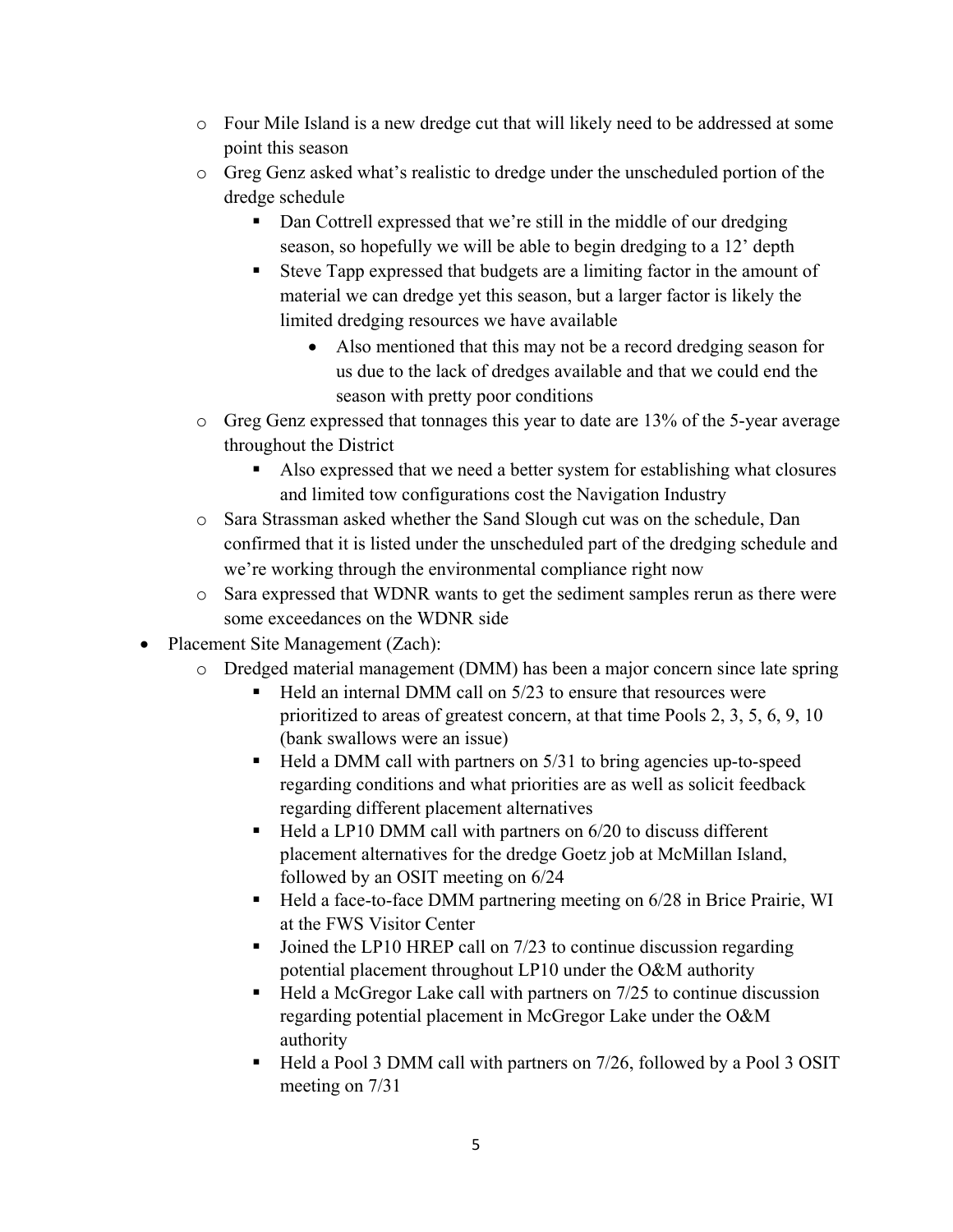- Four Mile Island is a new dredge cut that will likely need to be addressed at some point this season
  - Greg Genz asked what's realistic to dredge under the unscheduled portion of the dredge schedule
    - Dan Cottrell expressed that we're still in the middle of our dredging season, so hopefully we will be able to begin dredging to a 12' depth
    - Steve Tapp expressed that budgets are a limiting factor in the amount of material we can dredge yet this season, but a larger factor is likely the limited dredging resources we have available
      - Also mentioned that this may not be a record dredging season for us due to the lack of dredges available and that we could end the season with pretty poor conditions
  - Greg Genz expressed that tonnages this year to date are 13% of the 5-year average throughout the District
    - Also expressed that we need a better system for establishing what closures and limited tow configurations cost the Navigation Industry
  - Sara Strassman asked whether the Sand Slough cut was on the schedule, Dan confirmed that it is listed under the unscheduled part of the dredging schedule and we're working through the environmental compliance right now
  - Sara expressed that WDNR wants to get the sediment samples rerun as there were some exceedances on the WDNR side
- Placement Site Management (Zach):
  - Dredged material management (DMM) has been a major concern since late spring
    - Held an internal DMM call on 5/23 to ensure that resources were prioritized to areas of greatest concern, at that time Pools 2, 3, 5, 6, 9, 10 (bank swallows were an issue)
    - Held a DMM call with partners on 5/31 to bring agencies up-to-speed regarding conditions and what priorities are as well as solicit feedback regarding different placement alternatives
    - Held a LP10 DMM call with partners on 6/20 to discuss different placement alternatives for the dredge Goetz job at McMillan Island, followed by an OSIT meeting on 6/24
    - Held a face-to-face DMM partnering meeting on 6/28 in Brice Prairie, WI at the FWS Visitor Center
    - Joined the LP10 HREP call on 7/23 to continue discussion regarding potential placement throughout LP10 under the O&M authority
    - Held a McGregor Lake call with partners on 7/25 to continue discussion regarding potential placement in McGregor Lake under the O&M authority
    - Held a Pool 3 DMM call with partners on 7/26, followed by a Pool 3 OSIT meeting on 7/31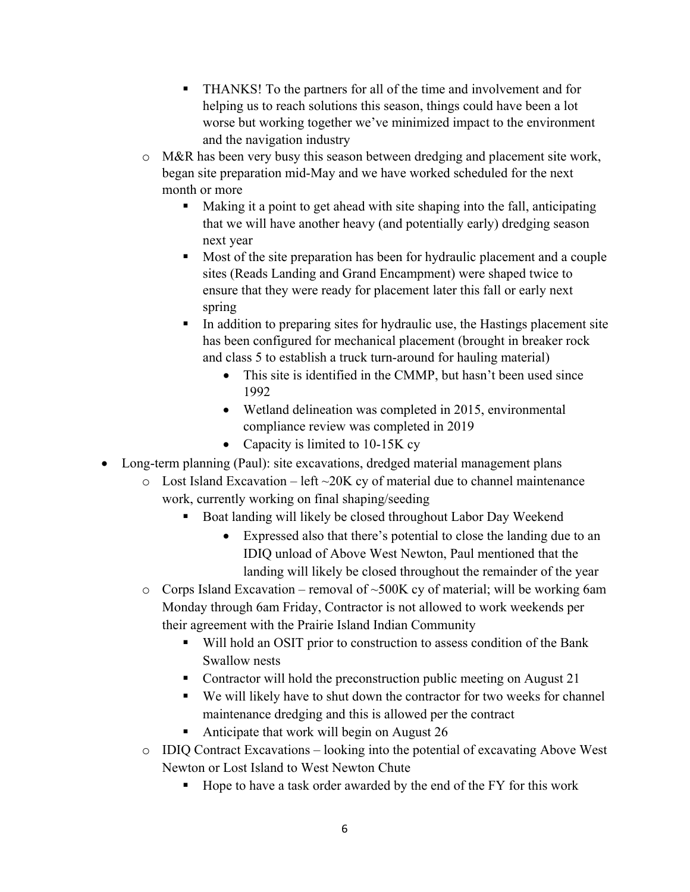- THANKS! To the partners for all of the time and involvement and for helping us to reach solutions this season, things could have been a lot worse but working together we've minimized impact to the environment and the navigation industry
    - M&R has been very busy this season between dredging and placement site work, began site preparation mid-May and we have worked scheduled for the next month or more
        - Making it a point to get ahead with site shaping into the fall, anticipating that we will have another heavy (and potentially early) dredging season next year
        - Most of the site preparation has been for hydraulic placement and a couple sites (Reads Landing and Grand Encampment) were shaped twice to ensure that they were ready for placement later this fall or early next spring
        - In addition to preparing sites for hydraulic use, the Hastings placement site has been configured for mechanical placement (brought in breaker rock and class 5 to establish a truck turn-around for hauling material)
            - This site is identified in the CMMP, but hasn't been used since 1992
            - Wetland delineation was completed in 2015, environmental compliance review was completed in 2019
            - Capacity is limited to 10-15K cy
- Long-term planning (Paul): site excavations, dredged material management plans
    - Lost Island Excavation – left ~20K cy of material due to channel maintenance work, currently working on final shaping/seeding
        - Boat landing will likely be closed throughout Labor Day Weekend
            - Expressed also that there's potential to close the landing due to an IDIQ unload of Above West Newton, Paul mentioned that the landing will likely be closed throughout the remainder of the year
    - Corps Island Excavation – removal of ~500K cy of material; will be working 6am Monday through 6am Friday, Contractor is not allowed to work weekends per their agreement with the Prairie Island Indian Community
        - Will hold an OSIT prior to construction to assess condition of the Bank Swallow nests
        - Contractor will hold the preconstruction public meeting on August 21
        - We will likely have to shut down the contractor for two weeks for channel maintenance dredging and this is allowed per the contract
        - Anticipate that work will begin on August 26
    - IDIQ Contract Excavations – looking into the potential of excavating Above West Newton or Lost Island to West Newton Chute
        - Hope to have a task order awarded by the end of the FY for this work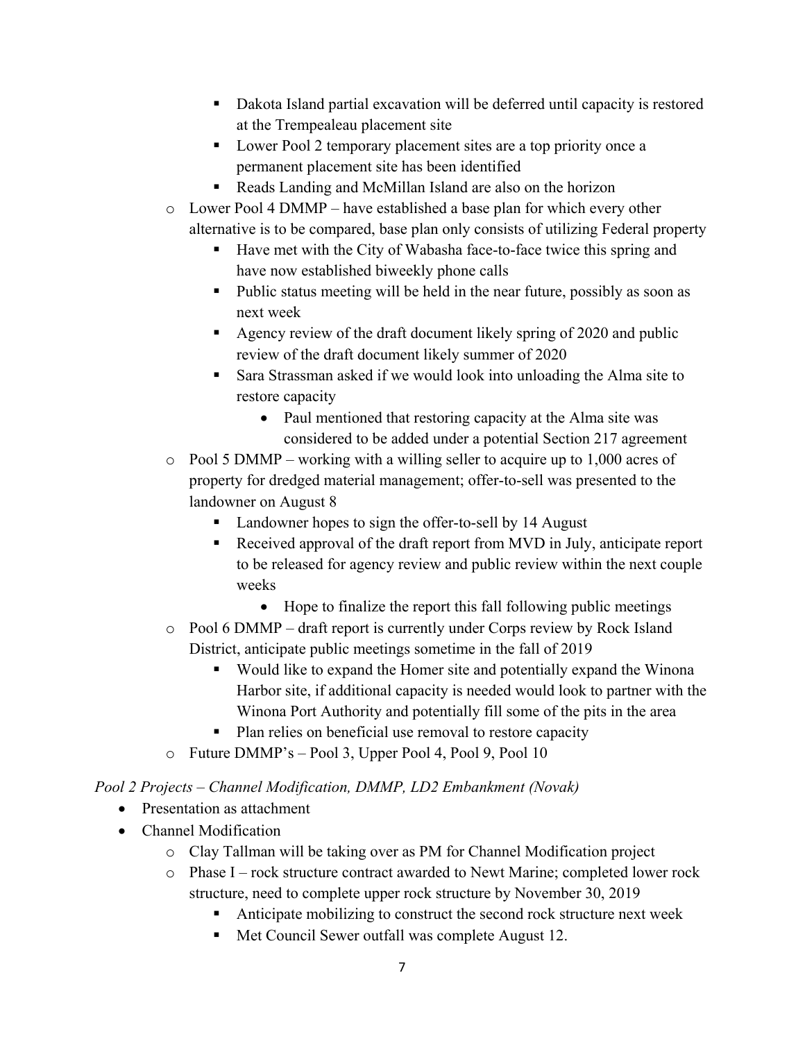- Dakota Island partial excavation will be deferred until capacity is restored at the Trempealeau placement site
        - Lower Pool 2 temporary placement sites are a top priority once a permanent placement site has been identified
        - Reads Landing and McMillan Island are also on the horizon
    - Lower Pool 4 DMMP – have established a base plan for which every other alternative is to be compared, base plan only consists of utilizing Federal property
        - Have met with the City of Wabasha face-to-face twice this spring and have now established biweekly phone calls
        - Public status meeting will be held in the near future, possibly as soon as next week
        - Agency review of the draft document likely spring of 2020 and public review of the draft document likely summer of 2020
        - Sara Strassman asked if we would look into unloading the Alma site to restore capacity
            - Paul mentioned that restoring capacity at the Alma site was considered to be added under a potential Section 217 agreement
    - Pool 5 DMMP – working with a willing seller to acquire up to 1,000 acres of property for dredged material management; offer-to-sell was presented to the landowner on August 8
        - Landowner hopes to sign the offer-to-sell by 14 August
        - Received approval of the draft report from MVD in July, anticipate report to be released for agency review and public review within the next couple weeks
            - Hope to finalize the report this fall following public meetings
    - Pool 6 DMMP – draft report is currently under Corps review by Rock Island District, anticipate public meetings sometime in the fall of 2019
        - Would like to expand the Homer site and potentially expand the Winona Harbor site, if additional capacity is needed would look to partner with the Winona Port Authority and potentially fill some of the pits in the area
        - Plan relies on beneficial use removal to restore capacity
    - Future DMMP's – Pool 3, Upper Pool 4, Pool 9, Pool 10

*Pool 2 Projects – Channel Modification, DMMP, LD2 Embankment (Novak)*

- Presentation as attachment
- Channel Modification
    - Clay Tallman will be taking over as PM for Channel Modification project
    - Phase I – rock structure contract awarded to Newt Marine; completed lower rock structure, need to complete upper rock structure by November 30, 2019
        - Anticipate mobilizing to construct the second rock structure next week
        - Met Council Sewer outfall was complete August 12.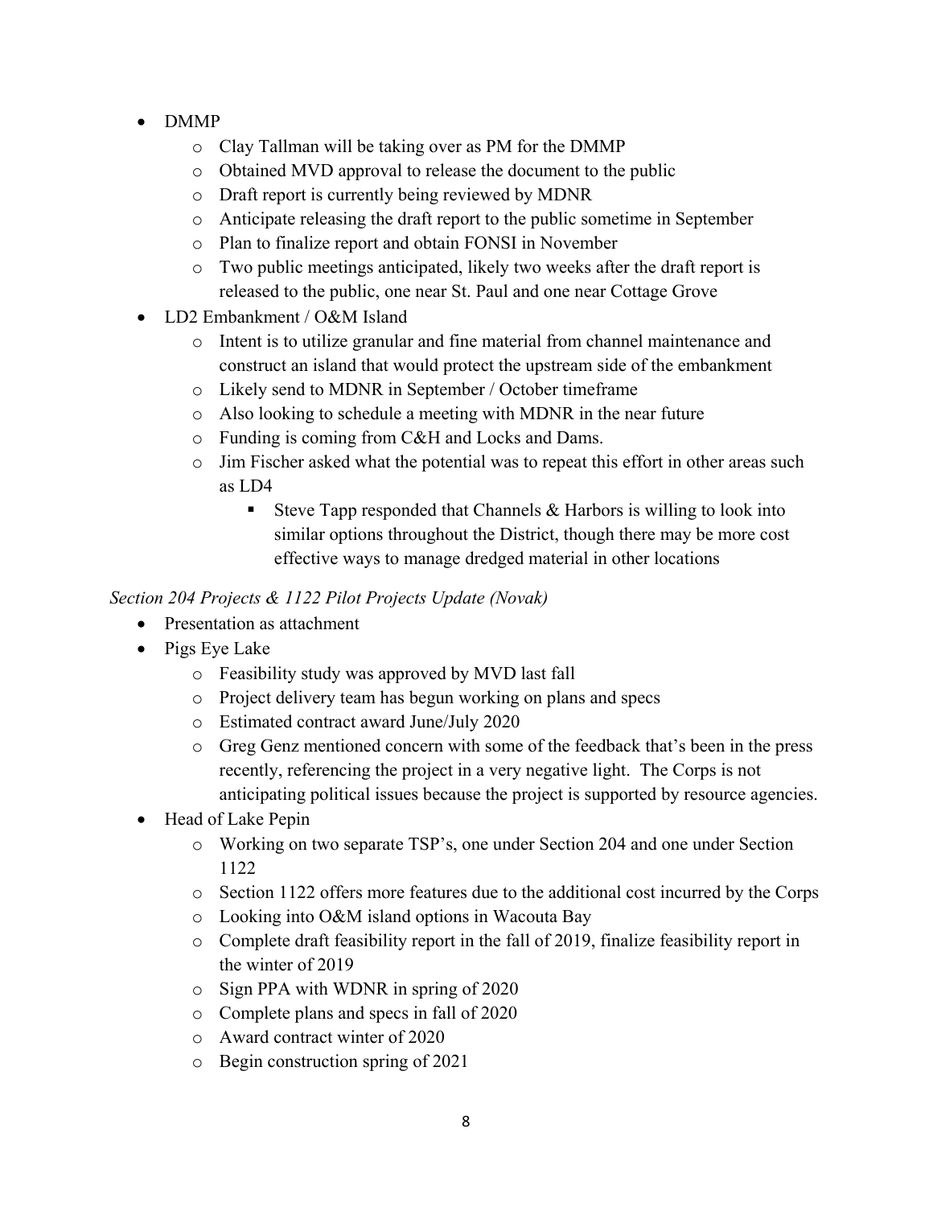- DMMP
  - Clay Tallman will be taking over as PM for the DMMP
  - Obtained MVD approval to release the document to the public
  - Draft report is currently being reviewed by MDNR
  - Anticipate releasing the draft report to the public sometime in September
  - Plan to finalize report and obtain FONSI in November
  - Two public meetings anticipated, likely two weeks after the draft report is released to the public, one near St. Paul and one near Cottage Grove
- LD2 Embankment / O&M Island
  - Intent is to utilize granular and fine material from channel maintenance and construct an island that would protect the upstream side of the embankment
  - Likely send to MDNR in September / October timeframe
  - Also looking to schedule a meeting with MDNR in the near future
  - Funding is coming from C&H and Locks and Dams.
  - Jim Fischer asked what the potential was to repeat this effort in other areas such as LD4
    - Steve Tapp responded that Channels & Harbors is willing to look into similar options throughout the District, though there may be more cost effective ways to manage dredged material in other locations

*Section 204 Projects & 1122 Pilot Projects Update (Novak)*

- Presentation as attachment
- Pigs Eye Lake
  - Feasibility study was approved by MVD last fall
  - Project delivery team has begun working on plans and specs
  - Estimated contract award June/July 2020
  - Greg Genz mentioned concern with some of the feedback that's been in the press recently, referencing the project in a very negative light. The Corps is not anticipating political issues because the project is supported by resource agencies.
- Head of Lake Pepin
  - Working on two separate TSP's, one under Section 204 and one under Section 1122
  - Section 1122 offers more features due to the additional cost incurred by the Corps
  - Looking into O&M island options in Wacouta Bay
  - Complete draft feasibility report in the fall of 2019, finalize feasibility report in the winter of 2019
  - Sign PPA with WDNR in spring of 2020
  - Complete plans and specs in fall of 2020
  - Award contract winter of 2020
  - Begin construction spring of 2021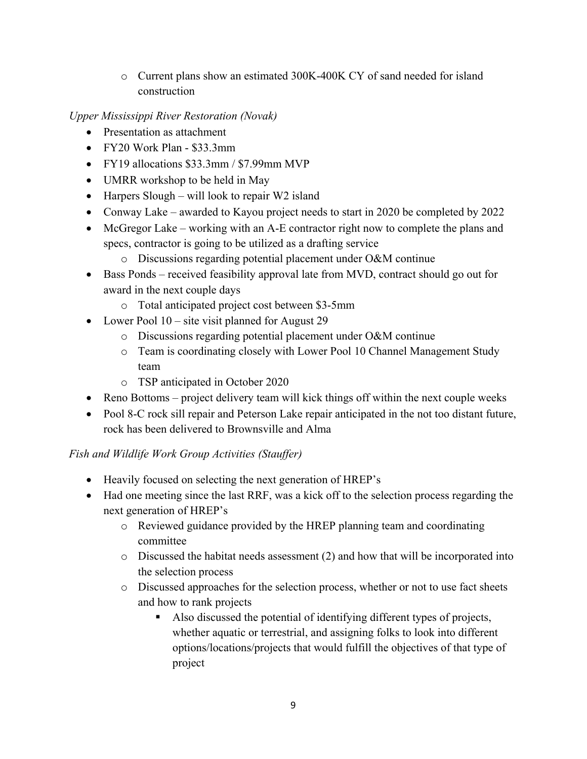- Current plans show an estimated 300K-400K CY of sand needed for island construction

*Upper Mississippi River Restoration (Novak)*

- Presentation as attachment
- FY20 Work Plan - $33.3mm
- FY19 allocations $33.3mm / $7.99mm MVP
- UMRR workshop to be held in May
- Harpers Slough – will look to repair W2 island
- Conway Lake – awarded to Kayou project needs to start in 2020 be completed by 2022
- McGregor Lake – working with an A-E contractor right now to complete the plans and specs, contractor is going to be utilized as a drafting service
    - Discussions regarding potential placement under O&M continue
- Bass Ponds – received feasibility approval late from MVD, contract should go out for award in the next couple days
    - Total anticipated project cost between $3-5mm
- Lower Pool 10 – site visit planned for August 29
    - Discussions regarding potential placement under O&M continue
    - Team is coordinating closely with Lower Pool 10 Channel Management Study team
    - TSP anticipated in October 2020
- Reno Bottoms – project delivery team will kick things off within the next couple weeks
- Pool 8-C rock sill repair and Peterson Lake repair anticipated in the not too distant future, rock has been delivered to Brownsville and Alma

*Fish and Wildlife Work Group Activities (Stauffer)*

- Heavily focused on selecting the next generation of HREP's
- Had one meeting since the last RRF, was a kick off to the selection process regarding the next generation of HREP's
    - Reviewed guidance provided by the HREP planning team and coordinating committee
    - Discussed the habitat needs assessment (2) and how that will be incorporated into the selection process
    - Discussed approaches for the selection process, whether or not to use fact sheets and how to rank projects
        - Also discussed the potential of identifying different types of projects, whether aquatic or terrestrial, and assigning folks to look into different options/locations/projects that would fulfill the objectives of that type of project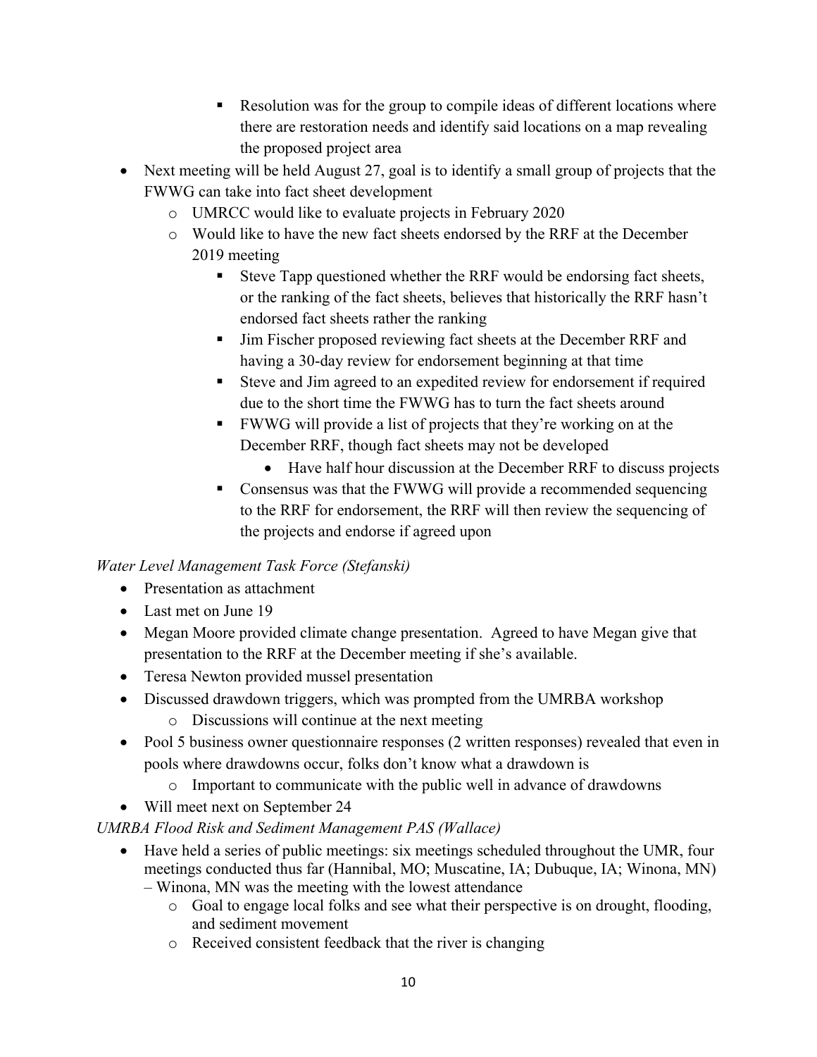- Resolution was for the group to compile ideas of different locations where there are restoration needs and identify said locations on a map revealing the proposed project area
- Next meeting will be held August 27, goal is to identify a small group of projects that the FWWG can take into fact sheet development
    - UMRCC would like to evaluate projects in February 2020
    - Would like to have the new fact sheets endorsed by the RRF at the December 2019 meeting
        - Steve Tapp questioned whether the RRF would be endorsing fact sheets, or the ranking of the fact sheets, believes that historically the RRF hasn't endorsed fact sheets rather the ranking
        - Jim Fischer proposed reviewing fact sheets at the December RRF and having a 30-day review for endorsement beginning at that time
        - Steve and Jim agreed to an expedited review for endorsement if required due to the short time the FWWG has to turn the fact sheets around
        - FWWG will provide a list of projects that they're working on at the December RRF, though fact sheets may not be developed
            - Have half hour discussion at the December RRF to discuss projects
        - Consensus was that the FWWG will provide a recommended sequencing to the RRF for endorsement, the RRF will then review the sequencing of the projects and endorse if agreed upon

*Water Level Management Task Force (Stefanski)*

- Presentation as attachment
- Last met on June 19
- Megan Moore provided climate change presentation. Agreed to have Megan give that presentation to the RRF at the December meeting if she's available.
- Teresa Newton provided mussel presentation
- Discussed drawdown triggers, which was prompted from the UMRBA workshop
    - Discussions will continue at the next meeting
- Pool 5 business owner questionnaire responses (2 written responses) revealed that even in pools where drawdowns occur, folks don't know what a drawdown is
    - Important to communicate with the public well in advance of drawdowns
- Will meet next on September 24

*UMRBA Flood Risk and Sediment Management PAS (Wallace)*

- Have held a series of public meetings: six meetings scheduled throughout the UMR, four meetings conducted thus far (Hannibal, MO; Muscatine, IA; Dubuque, IA; Winona, MN) – Winona, MN was the meeting with the lowest attendance
    - Goal to engage local folks and see what their perspective is on drought, flooding, and sediment movement
    - Received consistent feedback that the river is changing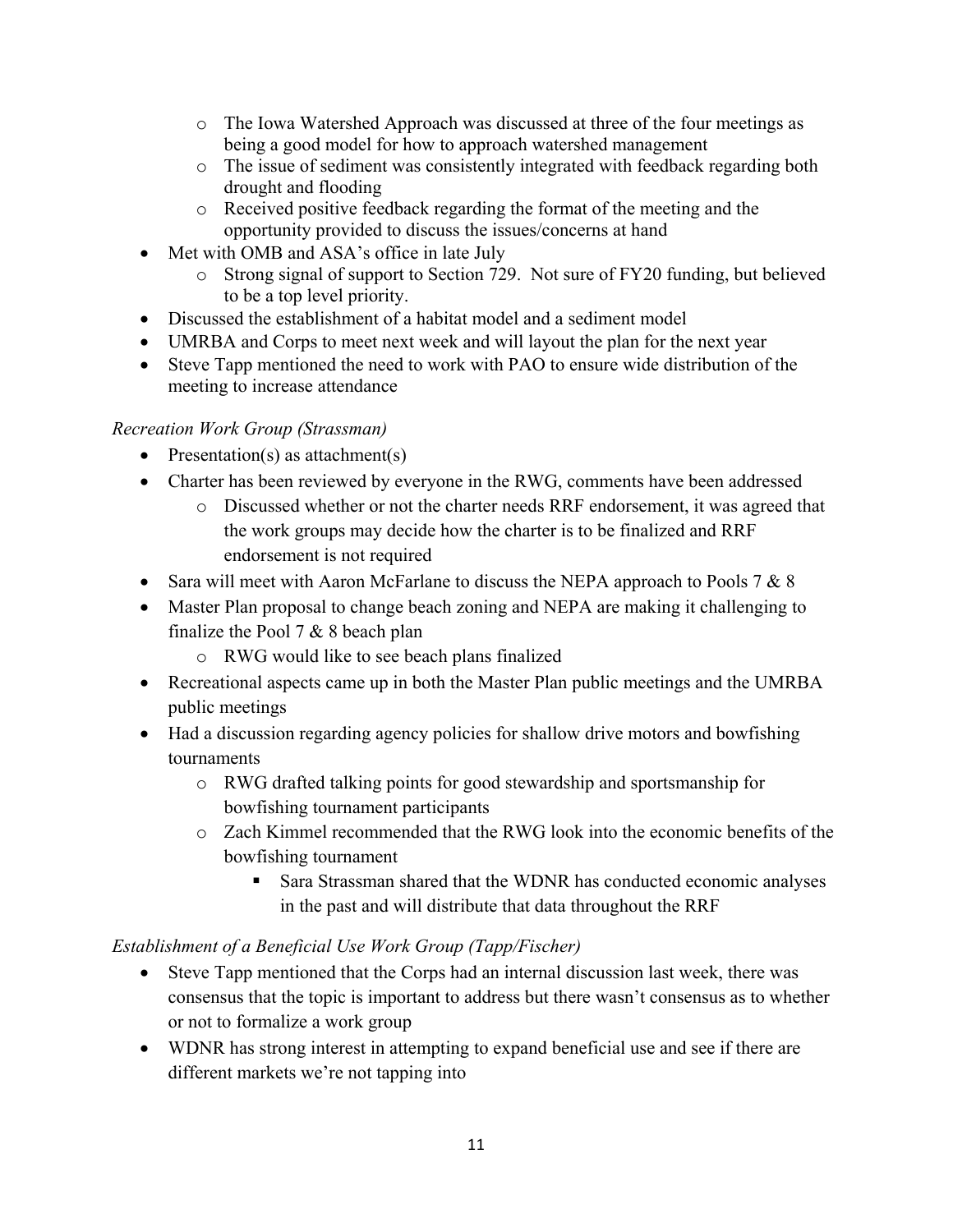- The Iowa Watershed Approach was discussed at three of the four meetings as being a good model for how to approach watershed management
    - The issue of sediment was consistently integrated with feedback regarding both drought and flooding
    - Received positive feedback regarding the format of the meeting and the opportunity provided to discuss the issues/concerns at hand
- Met with OMB and ASA's office in late July
    - Strong signal of support to Section 729. Not sure of FY20 funding, but believed to be a top level priority.
- Discussed the establishment of a habitat model and a sediment model
- UMRBA and Corps to meet next week and will layout the plan for the next year
- Steve Tapp mentioned the need to work with PAO to ensure wide distribution of the meeting to increase attendance

*Recreation Work Group (Strassman)*

- Presentation(s) as attachment(s)
- Charter has been reviewed by everyone in the RWG, comments have been addressed
    - Discussed whether or not the charter needs RRF endorsement, it was agreed that the work groups may decide how the charter is to be finalized and RRF endorsement is not required
- Sara will meet with Aaron McFarlane to discuss the NEPA approach to Pools 7 & 8
- Master Plan proposal to change beach zoning and NEPA are making it challenging to finalize the Pool 7 & 8 beach plan
    - RWG would like to see beach plans finalized
- Recreational aspects came up in both the Master Plan public meetings and the UMRBA public meetings
- Had a discussion regarding agency policies for shallow drive motors and bowfishing tournaments
    - RWG drafted talking points for good stewardship and sportsmanship for bowfishing tournament participants
    - Zach Kimmel recommended that the RWG look into the economic benefits of the bowfishing tournament
        - Sara Strassman shared that the WDNR has conducted economic analyses in the past and will distribute that data throughout the RRF

*Establishment of a Beneficial Use Work Group (Tapp/Fischer)*

- Steve Tapp mentioned that the Corps had an internal discussion last week, there was consensus that the topic is important to address but there wasn't consensus as to whether or not to formalize a work group
- WDNR has strong interest in attempting to expand beneficial use and see if there are different markets we're not tapping into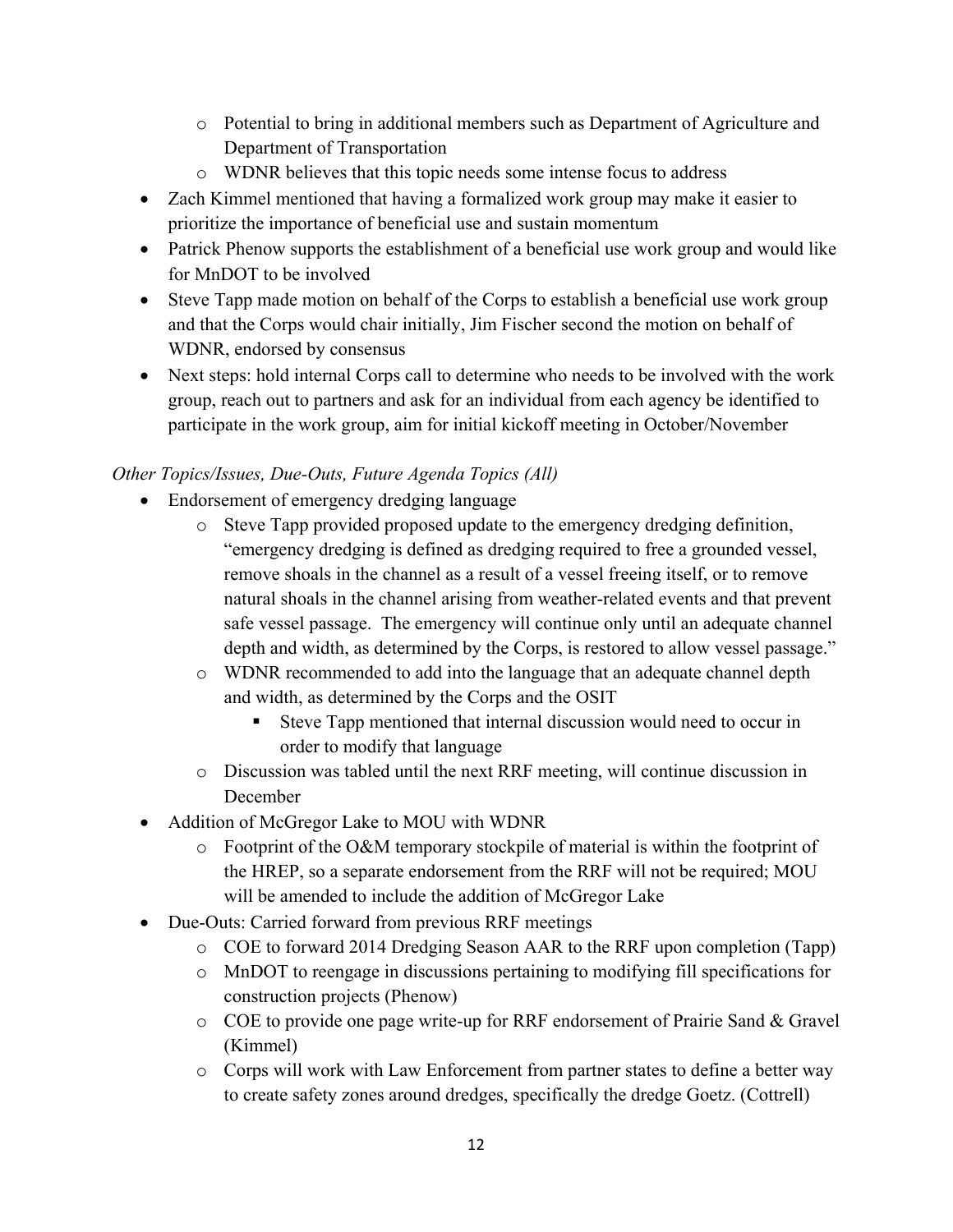- Potential to bring in additional members such as Department of Agriculture and Department of Transportation
  - WDNR believes that this topic needs some intense focus to address
- Zach Kimmel mentioned that having a formalized work group may make it easier to prioritize the importance of beneficial use and sustain momentum
- Patrick Phenow supports the establishment of a beneficial use work group and would like for MnDOT to be involved
- Steve Tapp made motion on behalf of the Corps to establish a beneficial use work group and that the Corps would chair initially, Jim Fischer second the motion on behalf of WDNR, endorsed by consensus
- Next steps: hold internal Corps call to determine who needs to be involved with the work group, reach out to partners and ask for an individual from each agency be identified to participate in the work group, aim for initial kickoff meeting in October/November

*Other Topics/Issues, Due-Outs, Future Agenda Topics (All)*

- Endorsement of emergency dredging language
  - Steve Tapp provided proposed update to the emergency dredging definition, "emergency dredging is defined as dredging required to free a grounded vessel, remove shoals in the channel as a result of a vessel freeing itself, or to remove natural shoals in the channel arising from weather-related events and that prevent safe vessel passage. The emergency will continue only until an adequate channel depth and width, as determined by the Corps, is restored to allow vessel passage."
  - WDNR recommended to add into the language that an adequate channel depth and width, as determined by the Corps and the OSIT
    - Steve Tapp mentioned that internal discussion would need to occur in order to modify that language
  - Discussion was tabled until the next RRF meeting, will continue discussion in December
- Addition of McGregor Lake to MOU with WDNR
  - Footprint of the O&M temporary stockpile of material is within the footprint of the HREP, so a separate endorsement from the RRF will not be required; MOU will be amended to include the addition of McGregor Lake
- Due-Outs: Carried forward from previous RRF meetings
  - COE to forward 2014 Dredging Season AAR to the RRF upon completion (Tapp)
  - MnDOT to reengage in discussions pertaining to modifying fill specifications for construction projects (Phenow)
  - COE to provide one page write-up for RRF endorsement of Prairie Sand & Gravel (Kimmel)
  - Corps will work with Law Enforcement from partner states to define a better way to create safety zones around dredges, specifically the dredge Goetz. (Cottrell)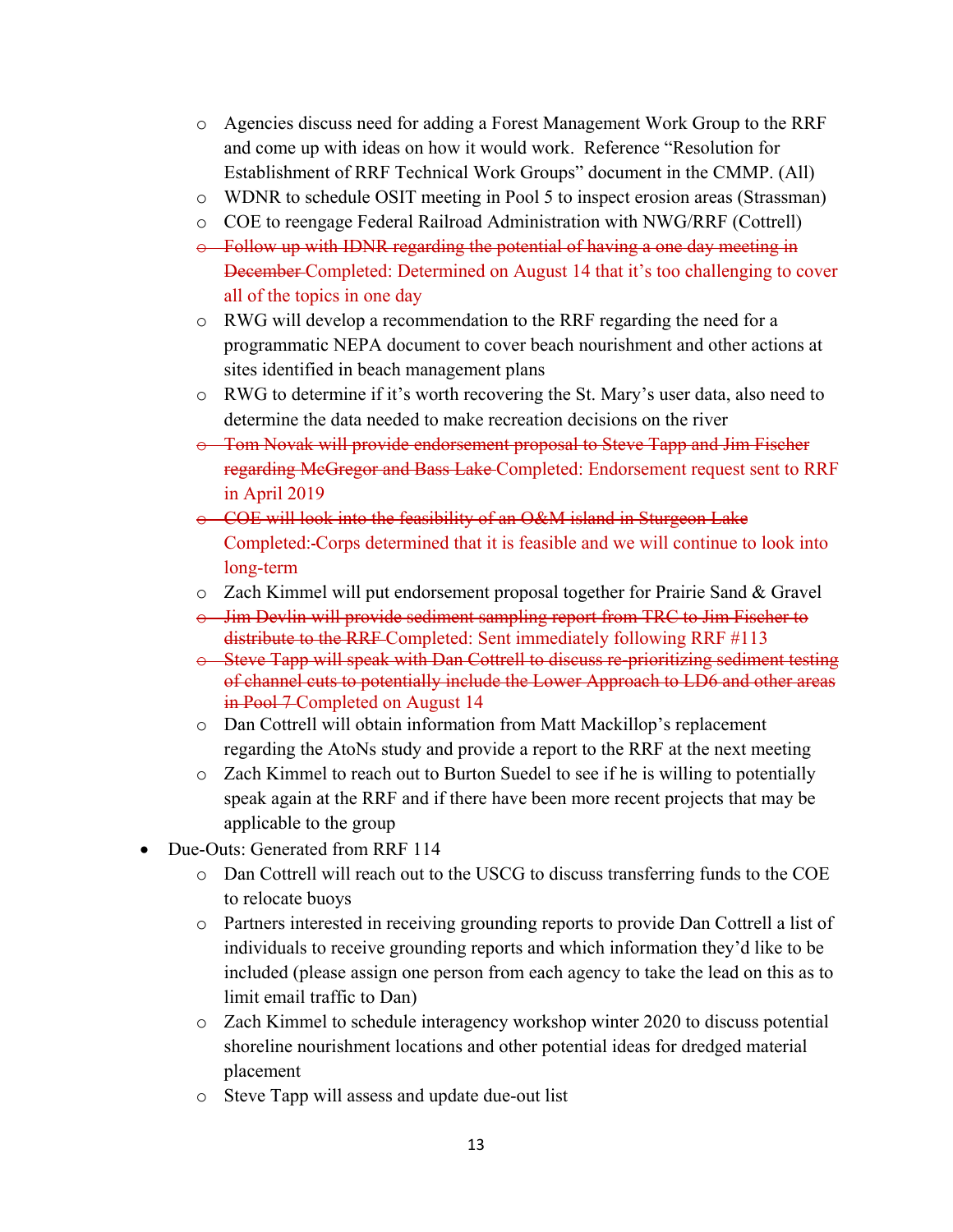- Agencies discuss need for adding a Forest Management Work Group to the RRF and come up with ideas on how it would work. Reference "Resolution for Establishment of RRF Technical Work Groups" document in the CMMP. (All)
  - WDNR to schedule OSIT meeting in Pool 5 to inspect erosion areas (Strassman)
  - COE to reengage Federal Railroad Administration with NWG/RRF (Cottrell)
  - ~~Follow up with IDNR regarding the potential of having a one day meeting in December~~ Completed: Determined on August 14 that it's too challenging to cover all of the topics in one day
  - RWG will develop a recommendation to the RRF regarding the need for a programmatic NEPA document to cover beach nourishment and other actions at sites identified in beach management plans
  - RWG to determine if it's worth recovering the St. Mary's user data, also need to determine the data needed to make recreation decisions on the river
  - ~~Tom Novak will provide endorsement proposal to Steve Tapp and Jim Fischer regarding McGregor and Bass Lake~~ Completed: Endorsement request sent to RRF in April 2019
  - ~~COE will look into the feasibility of an O&M island in Sturgeon Lake~~ Completed:-Corps determined that it is feasible and we will continue to look into long-term
  - Zach Kimmel will put endorsement proposal together for Prairie Sand & Gravel
  - ~~Jim Devlin will provide sediment sampling report from TRC to Jim Fischer to distribute to the RRF~~ Completed: Sent immediately following RRF #113
  - ~~Steve Tapp will speak with Dan Cottrell to discuss re-prioritizing sediment testing of channel cuts to potentially include the Lower Approach to LD6 and other areas in Pool 7~~ Completed on August 14
  - Dan Cottrell will obtain information from Matt Mackillop's replacement regarding the AtoNs study and provide a report to the RRF at the next meeting
  - Zach Kimmel to reach out to Burton Suedel to see if he is willing to potentially speak again at the RRF and if there have been more recent projects that may be applicable to the group
- Due-Outs: Generated from RRF 114
  - Dan Cottrell will reach out to the USCG to discuss transferring funds to the COE to relocate buoys
  - Partners interested in receiving grounding reports to provide Dan Cottrell a list of individuals to receive grounding reports and which information they'd like to be included (please assign one person from each agency to take the lead on this as to limit email traffic to Dan)
  - Zach Kimmel to schedule interagency workshop winter 2020 to discuss potential shoreline nourishment locations and other potential ideas for dredged material placement
  - Steve Tapp will assess and update due-out list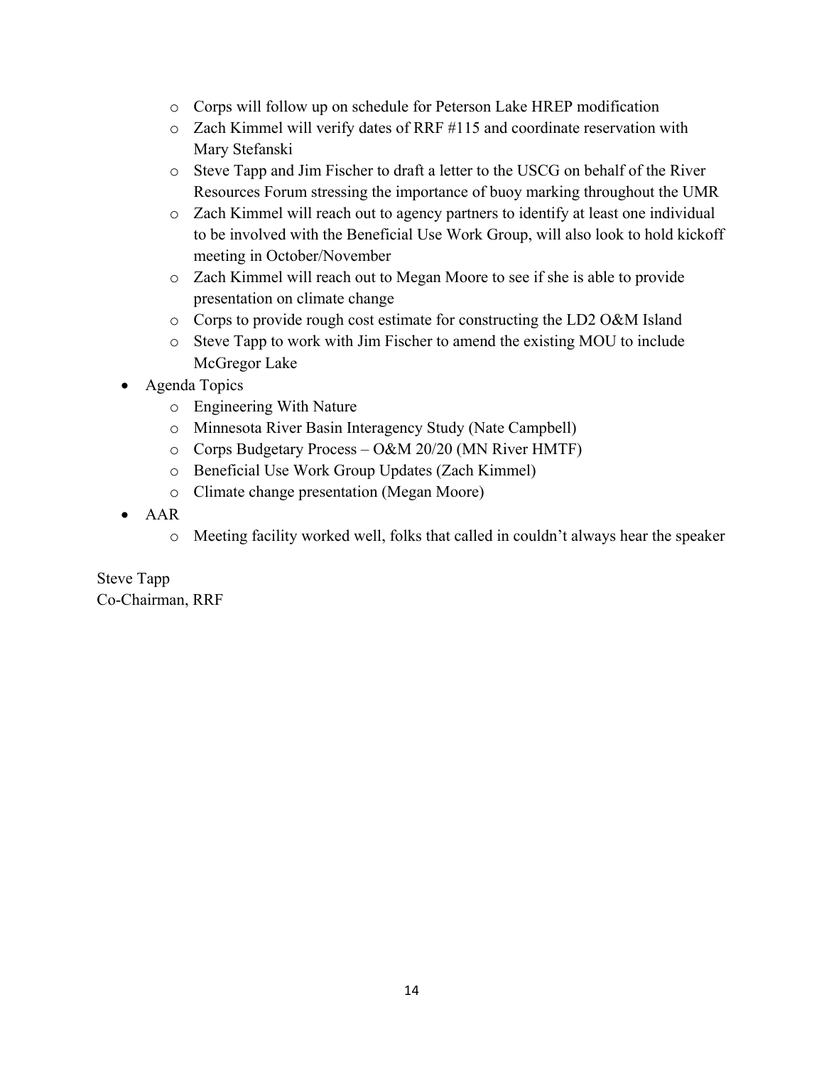- Corps will follow up on schedule for Peterson Lake HREP modification
  - Zach Kimmel will verify dates of RRF #115 and coordinate reservation with Mary Stefanski
  - Steve Tapp and Jim Fischer to draft a letter to the USCG on behalf of the River Resources Forum stressing the importance of buoy marking throughout the UMR
  - Zach Kimmel will reach out to agency partners to identify at least one individual to be involved with the Beneficial Use Work Group, will also look to hold kickoff meeting in October/November
  - Zach Kimmel will reach out to Megan Moore to see if she is able to provide presentation on climate change
  - Corps to provide rough cost estimate for constructing the LD2 O&M Island
  - Steve Tapp to work with Jim Fischer to amend the existing MOU to include McGregor Lake
- Agenda Topics
  - Engineering With Nature
  - Minnesota River Basin Interagency Study (Nate Campbell)
  - Corps Budgetary Process – O&M 20/20 (MN River HMTF)
  - Beneficial Use Work Group Updates (Zach Kimmel)
  - Climate change presentation (Megan Moore)
- AAR
  - Meeting facility worked well, folks that called in couldn't always hear the speaker

Steve Tapp
Co-Chairman, RRF